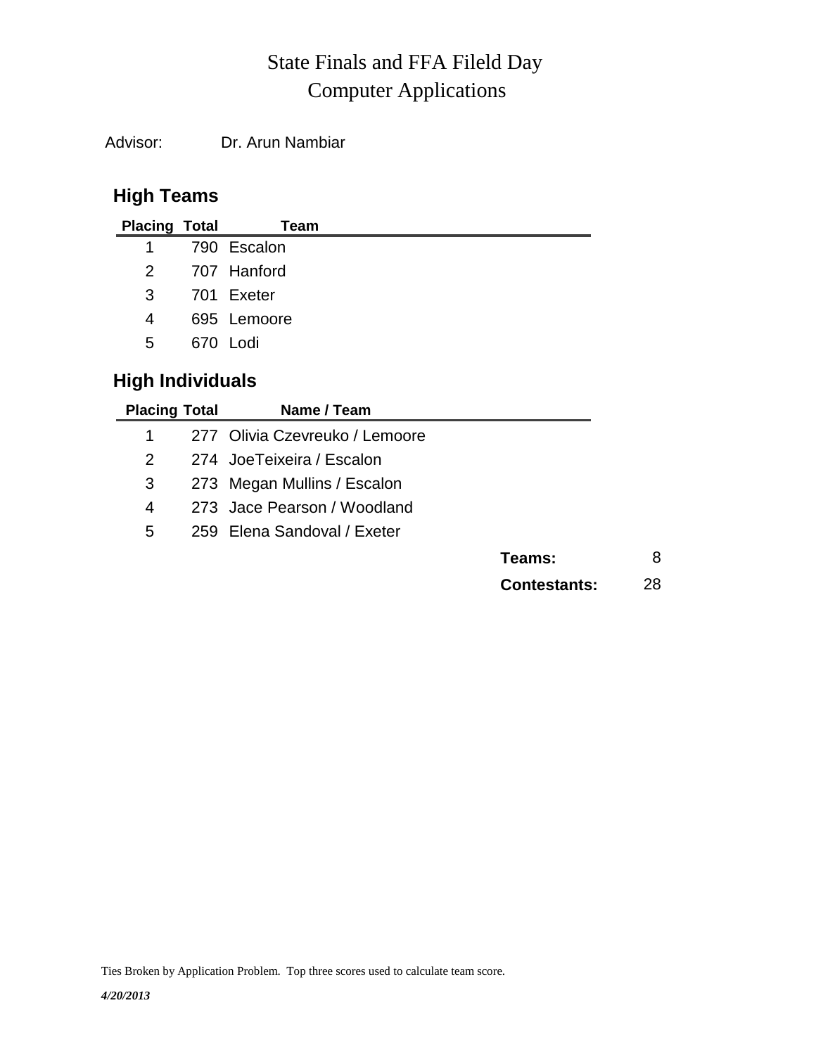# State Finals and FFA Fileld Day
# Computer Applications

Advisor: Dr. Arun Nambiar

## High Teams

| Placing | Total | Team |
|---|---|---|
| 1 | 790 | Escalon |
| 2 | 707 | Hanford |
| 3 | 701 | Exeter |
| 4 | 695 | Lemoore |
| 5 | 670 | Lodi |

## High Individuals

| Placing | Total | Name / Team |
|---|---|---|
| 1 | 277 | Olivia Czevreuko / Lemoore |
| 2 | 274 | JoeTeixeira / Escalon |
| 3 | 273 | Megan Mullins / Escalon |
| 4 | 273 | Jace Pearson / Woodland |
| 5 | 259 | Elena Sandoval / Exeter |

**Teams:** 8

**Contestants:** 28

Ties Broken by Application Problem. Top three scores used to calculate team score.

***4/20/2013***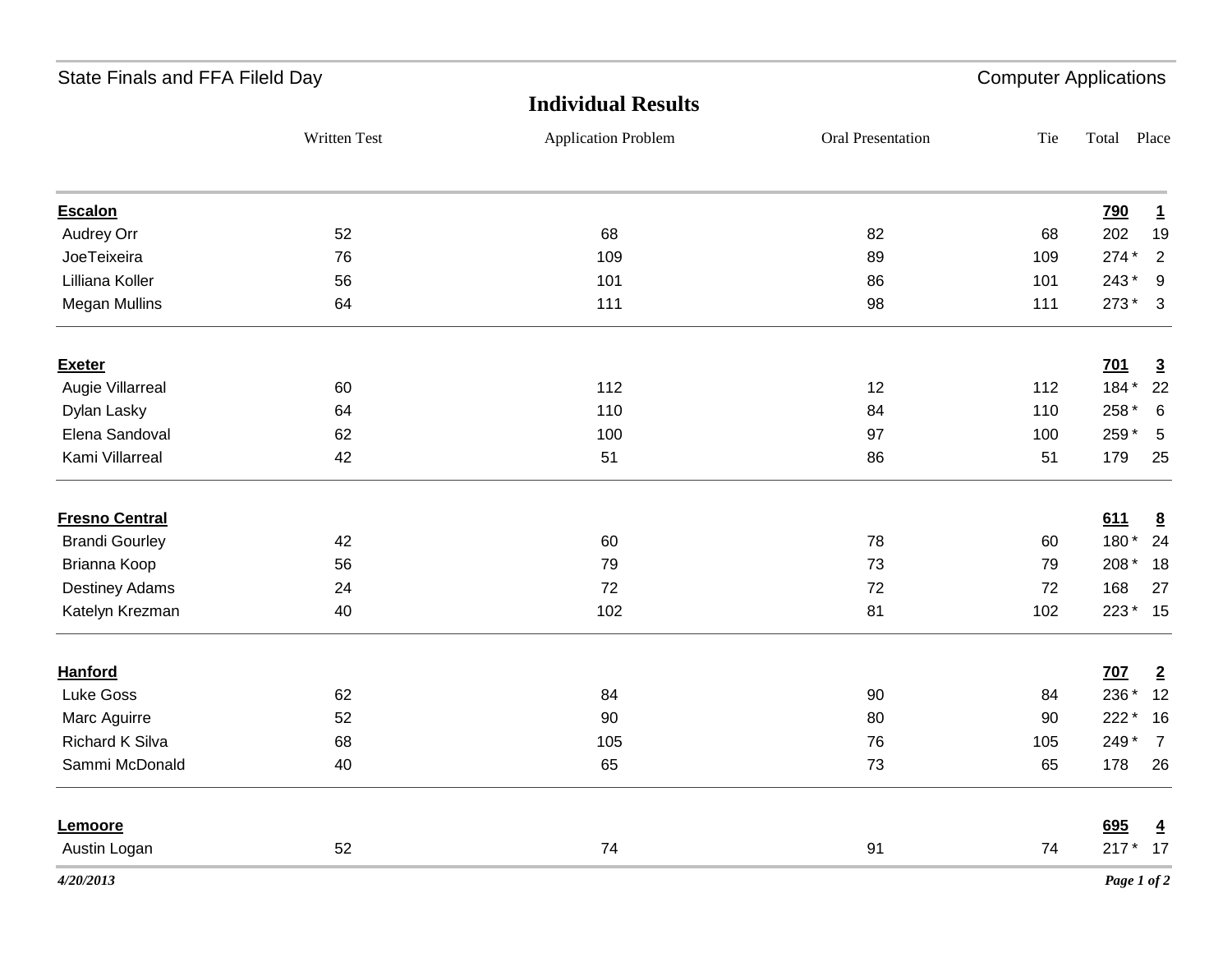State Finals and FFA Fileld Day

Computer Applications

## Individual Results

| | Written Test | Application Problem | Oral Presentation | Tie | Total | Place |
|---|---|---|---|---|---|---|
| **Escalon** | | | | | **790** | **1** |
| Audrey Orr | 52 | 68 | 82 | 68 | 202 | 19 |
| JoeTeixeira | 76 | 109 | 89 | 109 | 274 * | 2 |
| Lilliana Koller | 56 | 101 | 86 | 101 | 243 * | 9 |
| Megan Mullins | 64 | 111 | 98 | 111 | 273 * | 3 |
| **Exeter** | | | | | **701** | **3** |
| Augie Villarreal | 60 | 112 | 12 | 112 | 184 * | 22 |
| Dylan Lasky | 64 | 110 | 84 | 110 | 258 * | 6 |
| Elena Sandoval | 62 | 100 | 97 | 100 | 259 * | 5 |
| Kami Villarreal | 42 | 51 | 86 | 51 | 179 | 25 |
| **Fresno Central** | | | | | **611** | **8** |
| Brandi Gourley | 42 | 60 | 78 | 60 | 180 * | 24 |
| Brianna Koop | 56 | 79 | 73 | 79 | 208 * | 18 |
| Destiney Adams | 24 | 72 | 72 | 72 | 168 | 27 |
| Katelyn Krezman | 40 | 102 | 81 | 102 | 223 * | 15 |
| **Hanford** | | | | | **707** | **2** |
| Luke Goss | 62 | 84 | 90 | 84 | 236 * | 12 |
| Marc Aguirre | 52 | 90 | 80 | 90 | 222 * | 16 |
| Richard K Silva | 68 | 105 | 76 | 105 | 249 * | 7 |
| Sammi McDonald | 40 | 65 | 73 | 65 | 178 | 26 |
| **Lemoore** | | | | | **695** | **4** |
| Austin Logan | 52 | 74 | 91 | 74 | 217 * | 17 |

*4/20/2013*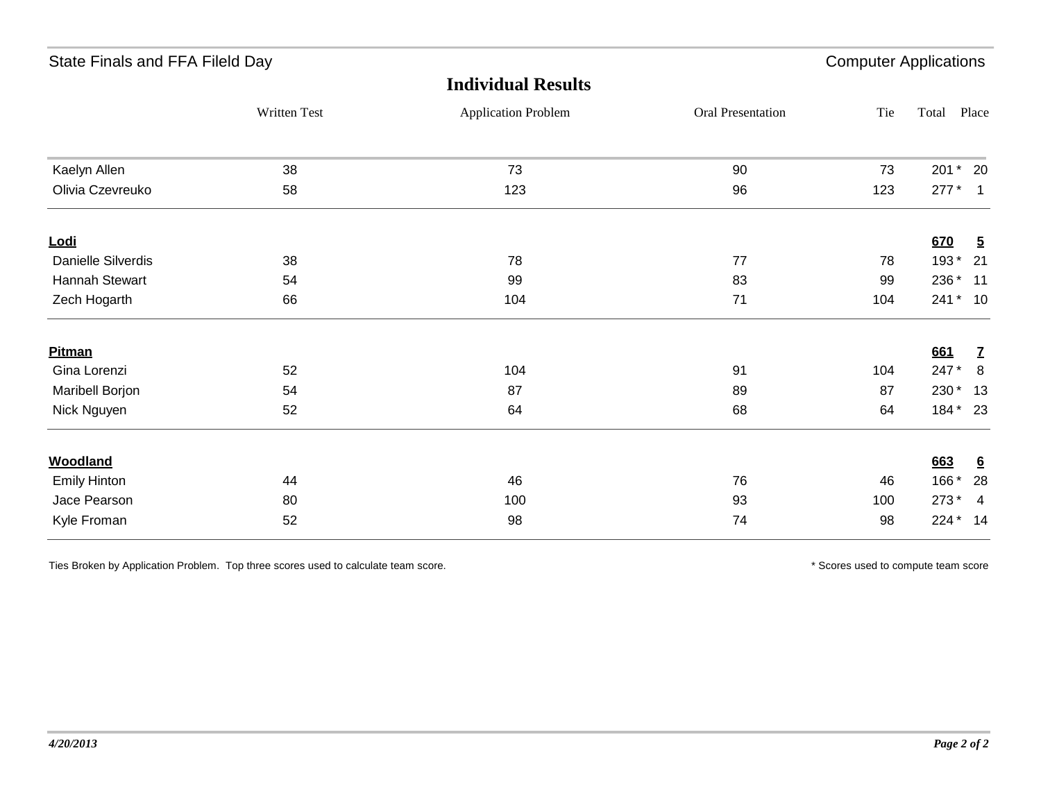State Finals and FFA Fileld Day — Computer Applications

## Individual Results

| | Written Test | Application Problem | Oral Presentation | Tie | Total | Place |
|---|---|---|---|---|---|---|
| Kaelyn Allen | 38 | 73 | 90 | 73 | 201 * | 20 |
| Olivia Czevreuko | 58 | 123 | 96 | 123 | 277 * | 1 |
| **Lodi** | | | | | **670** | **5** |
| Danielle Silverdis | 38 | 78 | 77 | 78 | 193 * | 21 |
| Hannah Stewart | 54 | 99 | 83 | 99 | 236 * | 11 |
| Zech Hogarth | 66 | 104 | 71 | 104 | 241 * | 10 |
| **Pitman** | | | | | **661** | **7** |
| Gina Lorenzi | 52 | 104 | 91 | 104 | 247 * | 8 |
| Maribell Borjon | 54 | 87 | 89 | 87 | 230 * | 13 |
| Nick Nguyen | 52 | 64 | 68 | 64 | 184 * | 23 |
| **Woodland** | | | | | **663** | **6** |
| Emily Hinton | 44 | 46 | 76 | 46 | 166 * | 28 |
| Jace Pearson | 80 | 100 | 93 | 100 | 273 * | 4 |
| Kyle Froman | 52 | 98 | 74 | 98 | 224 * | 14 |

Ties Broken by Application Problem. Top three scores used to calculate team score.

* Scores used to compute team score

*4/20/2013*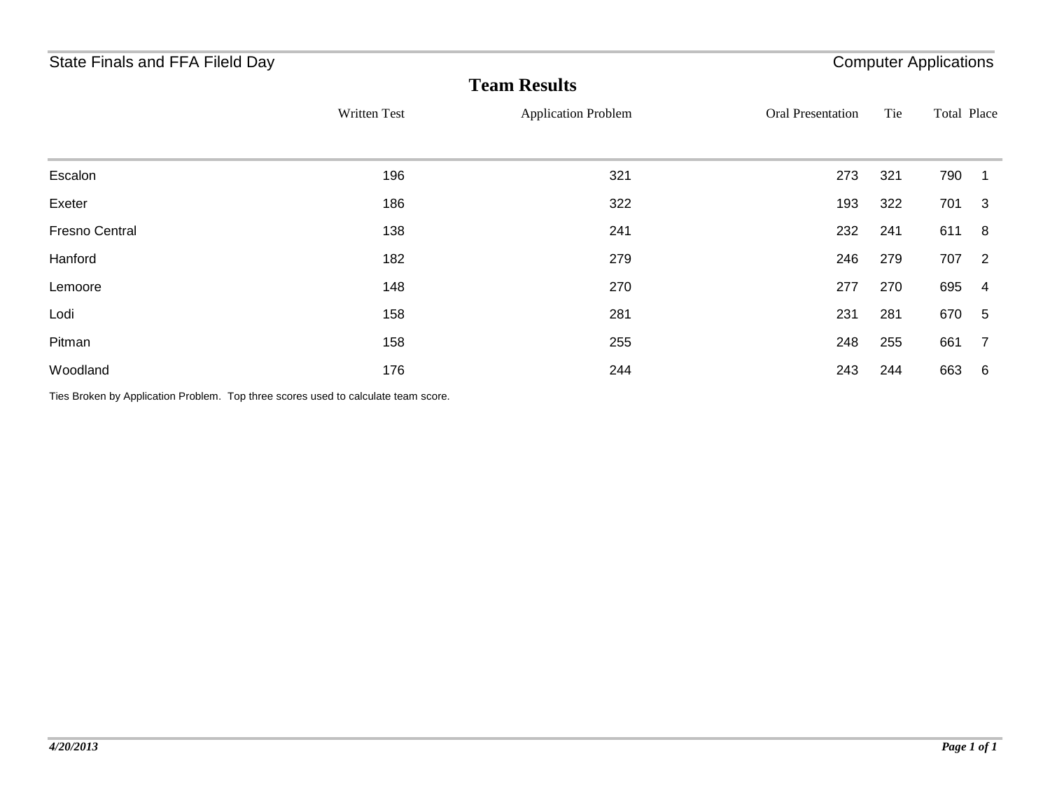State Finals and FFA Fileld Day

Computer Applications

## Team Results

| | Written Test | Application Problem | Oral Presentation | Tie | Total | Place |
|---|---|---|---|---|---|---|
| Escalon | 196 | 321 | 273 | 321 | 790 | 1 |
| Exeter | 186 | 322 | 193 | 322 | 701 | 3 |
| Fresno Central | 138 | 241 | 232 | 241 | 611 | 8 |
| Hanford | 182 | 279 | 246 | 279 | 707 | 2 |
| Lemoore | 148 | 270 | 277 | 270 | 695 | 4 |
| Lodi | 158 | 281 | 231 | 281 | 670 | 5 |
| Pitman | 158 | 255 | 248 | 255 | 661 | 7 |
| Woodland | 176 | 244 | 243 | 244 | 663 | 6 |

Ties Broken by Application Problem. Top three scores used to calculate team score.

*4/20/2013*